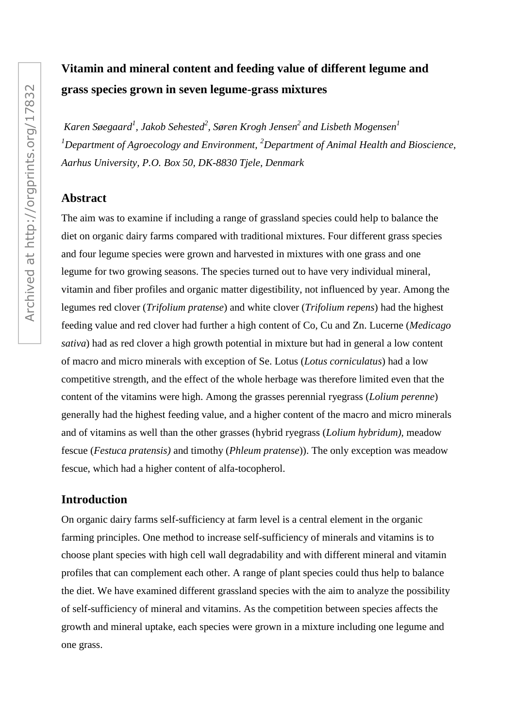# Vitamin and mineral content and feeding value of different legume and grass species grown in seven legume-grass mixtures

*Karen Søegaard[1], Jakob Sehested[2], Søren Krogh Jensen[2] and Lisbeth Mogensen[1]*
*[1]Department of Agroecology and Environment, [2]Department of Animal Health and Bioscience, Aarhus University, P.O. Box 50, DK-8830 Tjele, Denmark*

## Abstract

The aim was to examine if including a range of grassland species could help to balance the diet on organic dairy farms compared with traditional mixtures. Four different grass species and four legume species were grown and harvested in mixtures with one grass and one legume for two growing seasons. The species turned out to have very individual mineral, vitamin and fiber profiles and organic matter digestibility, not influenced by year. Among the legumes red clover (*Trifolium pratense*) and white clover (*Trifolium repens*) had the highest feeding value and red clover had further a high content of Co, Cu and Zn. Lucerne (*Medicago sativa*) had as red clover a high growth potential in mixture but had in general a low content of macro and micro minerals with exception of Se. Lotus (*Lotus corniculatus*) had a low competitive strength, and the effect of the whole herbage was therefore limited even that the content of the vitamins were high. Among the grasses perennial ryegrass (*Lolium perenne*) generally had the highest feeding value, and a higher content of the macro and micro minerals and of vitamins as well than the other grasses (hybrid ryegrass (*Lolium hybridum),* meadow fescue (*Festuca pratensis)* and timothy (*Phleum pratense*)). The only exception was meadow fescue, which had a higher content of alfa-tocopherol.

## Introduction

On organic dairy farms self-sufficiency at farm level is a central element in the organic farming principles. One method to increase self-sufficiency of minerals and vitamins is to choose plant species with high cell wall degradability and with different mineral and vitamin profiles that can complement each other. A range of plant species could thus help to balance the diet. We have examined different grassland species with the aim to analyze the possibility of self-sufficiency of mineral and vitamins. As the competition between species affects the growth and mineral uptake, each species were grown in a mixture including one legume and one grass.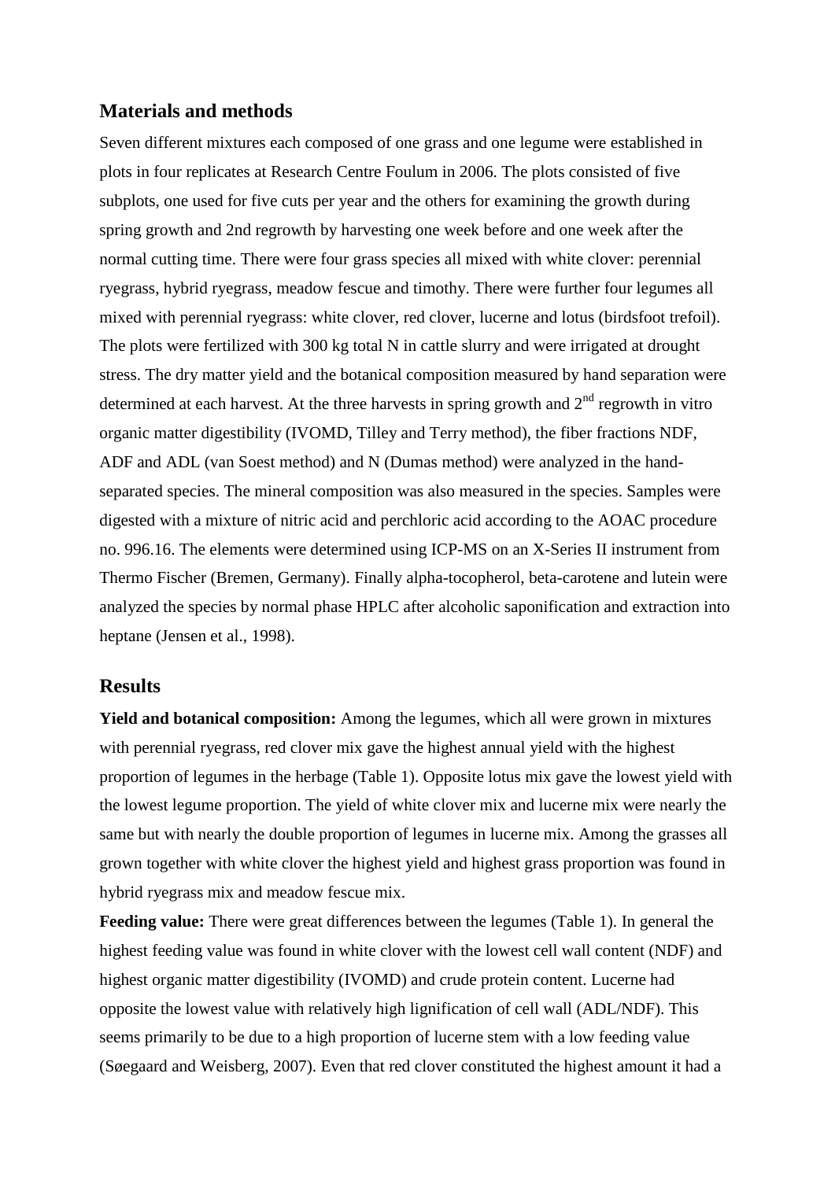## Materials and methods

Seven different mixtures each composed of one grass and one legume were established in plots in four replicates at Research Centre Foulum in 2006. The plots consisted of five subplots, one used for five cuts per year and the others for examining the growth during spring growth and 2nd regrowth by harvesting one week before and one week after the normal cutting time. There were four grass species all mixed with white clover: perennial ryegrass, hybrid ryegrass, meadow fescue and timothy. There were further four legumes all mixed with perennial ryegrass: white clover, red clover, lucerne and lotus (birdsfoot trefoil). The plots were fertilized with 300 kg total N in cattle slurry and were irrigated at drought stress. The dry matter yield and the botanical composition measured by hand separation were determined at each harvest. At the three harvests in spring growth and 2$^{nd}$ regrowth in vitro organic matter digestibility (IVOMD, Tilley and Terry method), the fiber fractions NDF, ADF and ADL (van Soest method) and N (Dumas method) were analyzed in the hand-separated species. The mineral composition was also measured in the species. Samples were digested with a mixture of nitric acid and perchloric acid according to the AOAC procedure no. 996.16. The elements were determined using ICP-MS on an X-Series II instrument from Thermo Fischer (Bremen, Germany). Finally alpha-tocopherol, beta-carotene and lutein were analyzed the species by normal phase HPLC after alcoholic saponification and extraction into heptane (Jensen et al., 1998).

## Results

**Yield and botanical composition:** Among the legumes, which all were grown in mixtures with perennial ryegrass, red clover mix gave the highest annual yield with the highest proportion of legumes in the herbage (Table 1). Opposite lotus mix gave the lowest yield with the lowest legume proportion. The yield of white clover mix and lucerne mix were nearly the same but with nearly the double proportion of legumes in lucerne mix. Among the grasses all grown together with white clover the highest yield and highest grass proportion was found in hybrid ryegrass mix and meadow fescue mix.

**Feeding value:** There were great differences between the legumes (Table 1). In general the highest feeding value was found in white clover with the lowest cell wall content (NDF) and highest organic matter digestibility (IVOMD) and crude protein content. Lucerne had opposite the lowest value with relatively high lignification of cell wall (ADL/NDF). This seems primarily to be due to a high proportion of lucerne stem with a low feeding value (Søegaard and Weisberg, 2007). Even that red clover constituted the highest amount it had a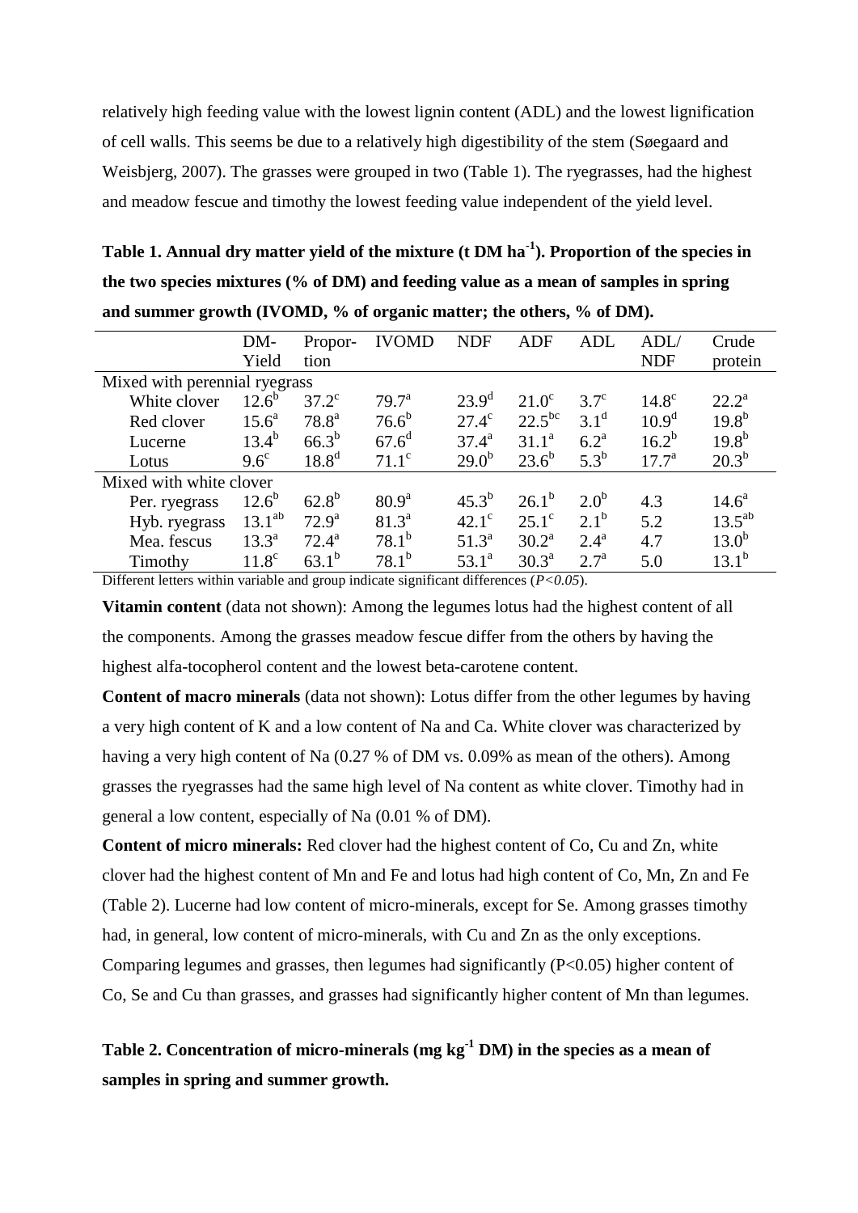relatively high feeding value with the lowest lignin content (ADL) and the lowest lignification of cell walls. This seems be due to a relatively high digestibility of the stem (Søegaard and Weisbjerg, 2007). The grasses were grouped in two (Table 1). The ryegrasses, had the highest and meadow fescue and timothy the lowest feeding value independent of the yield level.

**Table 1. Annual dry matter yield of the mixture (t DM ha$^{-1}$). Proportion of the species in the two species mixtures (% of DM) and feeding value as a mean of samples in spring and summer growth (IVOMD, % of organic matter; the others, % of DM).**

| | DM-Yield | Propor-tion | IVOMD | NDF | ADF | ADL | ADL/NDF | Crude protein |
|---|---|---|---|---|---|---|---|---|
| Mixed with perennial ryegrass | | | | | | | | |
| White clover | $12.6^{b}$ | $37.2^{c}$ | $79.7^{a}$ | $23.9^{d}$ | $21.0^{c}$ | $3.7^{c}$ | $14.8^{c}$ | $22.2^{a}$ |
| Red clover | $15.6^{a}$ | $78.8^{a}$ | $76.6^{b}$ | $27.4^{c}$ | $22.5^{bc}$ | $3.1^{d}$ | $10.9^{d}$ | $19.8^{b}$ |
| Lucerne | $13.4^{b}$ | $66.3^{b}$ | $67.6^{d}$ | $37.4^{a}$ | $31.1^{a}$ | $6.2^{a}$ | $16.2^{b}$ | $19.8^{b}$ |
| Lotus | $9.6^{c}$ | $18.8^{d}$ | $71.1^{c}$ | $29.0^{b}$ | $23.6^{b}$ | $5.3^{b}$ | $17.7^{a}$ | $20.3^{b}$ |
| Mixed with white clover | | | | | | | | |
| Per. ryegrass | $12.6^{b}$ | $62.8^{b}$ | $80.9^{a}$ | $45.3^{b}$ | $26.1^{b}$ | $2.0^{b}$ | 4.3 | $14.6^{a}$ |
| Hyb. ryegrass | $13.1^{ab}$ | $72.9^{a}$ | $81.3^{a}$ | $42.1^{c}$ | $25.1^{c}$ | $2.1^{b}$ | 5.2 | $13.5^{ab}$ |
| Mea. fescus | $13.3^{a}$ | $72.4^{a}$ | $78.1^{b}$ | $51.3^{a}$ | $30.2^{a}$ | $2.4^{a}$ | 4.7 | $13.0^{b}$ |
| Timothy | $11.8^{c}$ | $63.1^{b}$ | $78.1^{b}$ | $53.1^{a}$ | $30.3^{a}$ | $2.7^{a}$ | 5.0 | $13.1^{b}$ |

Different letters within variable and group indicate significant differences (*$P<0.05$*).

**Vitamin content** (data not shown): Among the legumes lotus had the highest content of all the components. Among the grasses meadow fescue differ from the others by having the highest alfa-tocopherol content and the lowest beta-carotene content.

**Content of macro minerals** (data not shown): Lotus differ from the other legumes by having a very high content of K and a low content of Na and Ca. White clover was characterized by having a very high content of Na (0.27 % of DM vs. 0.09% as mean of the others). Among grasses the ryegrasses had the same high level of Na content as white clover. Timothy had in general a low content, especially of Na (0.01 % of DM).

**Content of micro minerals:** Red clover had the highest content of Co, Cu and Zn, white clover had the highest content of Mn and Fe and lotus had high content of Co, Mn, Zn and Fe (Table 2). Lucerne had low content of micro-minerals, except for Se. Among grasses timothy had, in general, low content of micro-minerals, with Cu and Zn as the only exceptions. Comparing legumes and grasses, then legumes had significantly ($P<0.05$) higher content of Co, Se and Cu than grasses, and grasses had significantly higher content of Mn than legumes.

**Table 2. Concentration of micro-minerals (mg kg$^{-1}$ DM) in the species as a mean of samples in spring and summer growth.**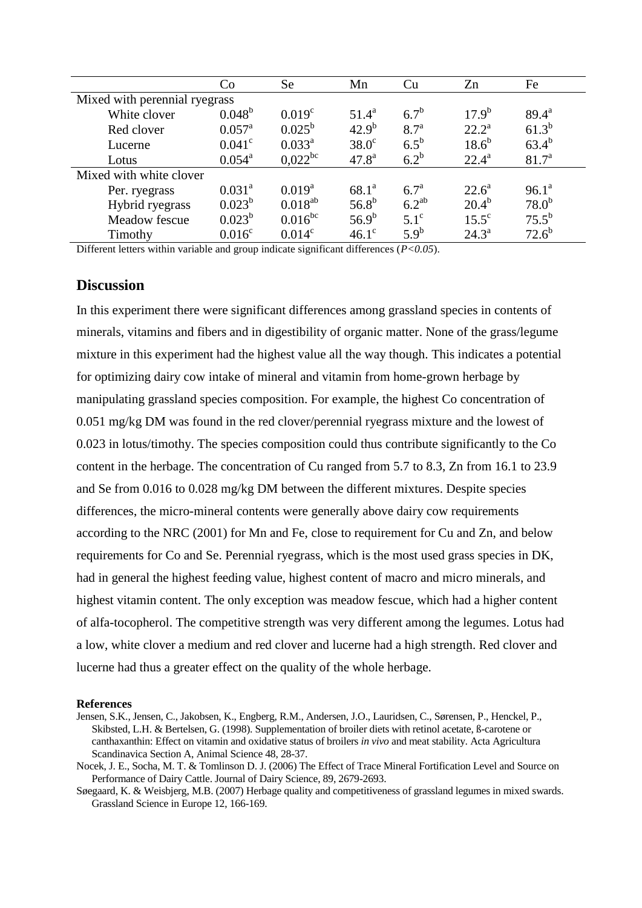| | Co | Se | Mn | Cu | Zn | Fe |
|---|---|---|---|---|---|---|
| Mixed with perennial ryegrass | | | | | | |
| White clover | $0.048^{b}$ | $0.019^{c}$ | $51.4^{a}$ | $6.7^{b}$ | $17.9^{b}$ | $89.4^{a}$ |
| Red clover | $0.057^{a}$ | $0.025^{b}$ | $42.9^{b}$ | $8.7^{a}$ | $22.2^{a}$ | $61.3^{b}$ |
| Lucerne | $0.041^{c}$ | $0.033^{a}$ | $38.0^{c}$ | $6.5^{b}$ | $18.6^{b}$ | $63.4^{b}$ |
| Lotus | $0.054^{a}$ | $0,022^{bc}$ | $47.8^{a}$ | $6.2^{b}$ | $22.4^{a}$ | $81.7^{a}$ |
| Mixed with white clover | | | | | | |
| Per. ryegrass | $0.031^{a}$ | $0.019^{a}$ | $68.1^{a}$ | $6.7^{a}$ | $22.6^{a}$ | $96.1^{a}$ |
| Hybrid ryegrass | $0.023^{b}$ | $0.018^{ab}$ | $56.8^{b}$ | $6.2^{ab}$ | $20.4^{b}$ | $78.0^{b}$ |
| Meadow fescue | $0.023^{b}$ | $0.016^{bc}$ | $56.9^{b}$ | $5.1^{c}$ | $15.5^{c}$ | $75.5^{b}$ |
| Timothy | $0.016^{c}$ | $0.014^{c}$ | $46.1^{c}$ | $5.9^{b}$ | $24.3^{a}$ | $72.6^{b}$ |

Different letters within variable and group indicate significant differences (*P<0.05*).

## Discussion

In this experiment there were significant differences among grassland species in contents of minerals, vitamins and fibers and in digestibility of organic matter. None of the grass/legume mixture in this experiment had the highest value all the way though. This indicates a potential for optimizing dairy cow intake of mineral and vitamin from home-grown herbage by manipulating grassland species composition. For example, the highest Co concentration of 0.051 mg/kg DM was found in the red clover/perennial ryegrass mixture and the lowest of 0.023 in lotus/timothy. The species composition could thus contribute significantly to the Co content in the herbage. The concentration of Cu ranged from 5.7 to 8.3, Zn from 16.1 to 23.9 and Se from 0.016 to 0.028 mg/kg DM between the different mixtures. Despite species differences, the micro-mineral contents were generally above dairy cow requirements according to the NRC (2001) for Mn and Fe, close to requirement for Cu and Zn, and below requirements for Co and Se. Perennial ryegrass, which is the most used grass species in DK, had in general the highest feeding value, highest content of macro and micro minerals, and highest vitamin content. The only exception was meadow fescue, which had a higher content of alfa-tocopherol. The competitive strength was very different among the legumes. Lotus had a low, white clover a medium and red clover and lucerne had a high strength. Red clover and lucerne had thus a greater effect on the quality of the whole herbage.

**References**

Jensen, S.K., Jensen, C., Jakobsen, K., Engberg, R.M., Andersen, J.O., Lauridsen, C., Sørensen, P., Henckel, P., Skibsted, L.H. & Bertelsen, G. (1998). Supplementation of broiler diets with retinol acetate, ß-carotene or canthaxanthin: Effect on vitamin and oxidative status of broilers *in vivo* and meat stability. Acta Agricultura Scandinavica Section A, Animal Science 48, 28-37.

Nocek, J. E., Socha, M. T. & Tomlinson D. J. (2006) The Effect of Trace Mineral Fortification Level and Source on Performance of Dairy Cattle. Journal of Dairy Science, 89, 2679-2693.

Søegaard, K. & Weisbjerg, M.B. (2007) Herbage quality and competitiveness of grassland legumes in mixed swards. Grassland Science in Europe 12, 166-169.